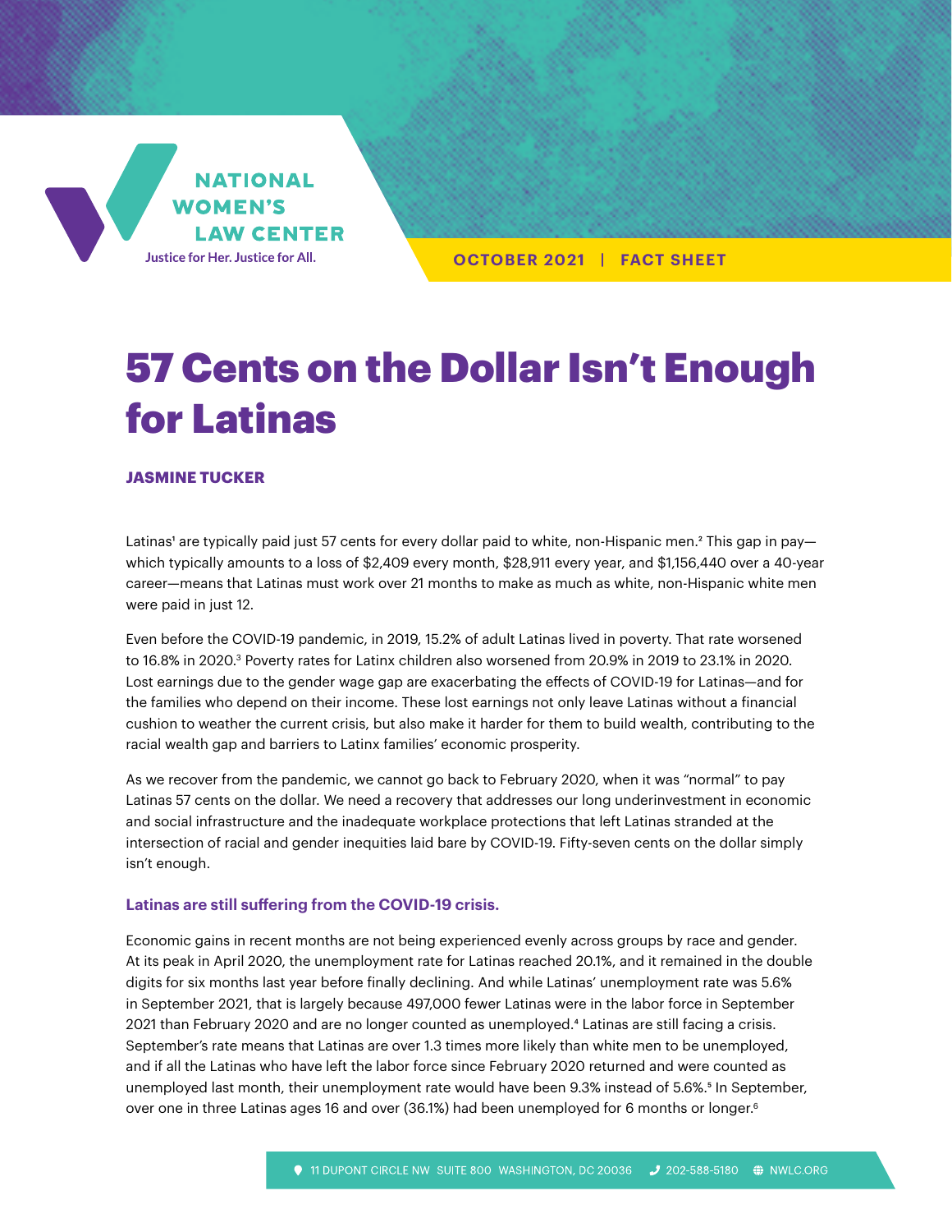NATIONAL WOMEN'S LAW CENTER

Justice for Her. Justice for All.

OCTOBER 2021 | FACT SHEET

# 57 Cents on the Dollar Isn't Enough for Latinas

**JASMINE TUCKER**

Latinas[1] are typically paid just 57 cents for every dollar paid to white, non-Hispanic men.[2] This gap in pay—which typically amounts to a loss of $2,409 every month, $28,911 every year, and $1,156,440 over a 40-year career—means that Latinas must work over 21 months to make as much as white, non-Hispanic white men were paid in just 12.

Even before the COVID-19 pandemic, in 2019, 15.2% of adult Latinas lived in poverty. That rate worsened to 16.8% in 2020.[3] Poverty rates for Latinx children also worsened from 20.9% in 2019 to 23.1% in 2020. Lost earnings due to the gender wage gap are exacerbating the effects of COVID-19 for Latinas—and for the families who depend on their income. These lost earnings not only leave Latinas without a financial cushion to weather the current crisis, but also make it harder for them to build wealth, contributing to the racial wealth gap and barriers to Latinx families' economic prosperity.

As we recover from the pandemic, we cannot go back to February 2020, when it was "normal" to pay Latinas 57 cents on the dollar. We need a recovery that addresses our long underinvestment in economic and social infrastructure and the inadequate workplace protections that left Latinas stranded at the intersection of racial and gender inequities laid bare by COVID-19. Fifty-seven cents on the dollar simply isn't enough.

### Latinas are still suffering from the COVID-19 crisis.

Economic gains in recent months are not being experienced evenly across groups by race and gender. At its peak in April 2020, the unemployment rate for Latinas reached 20.1%, and it remained in the double digits for six months last year before finally declining. And while Latinas' unemployment rate was 5.6% in September 2021, that is largely because 497,000 fewer Latinas were in the labor force in September 2021 than February 2020 and are no longer counted as unemployed.[4] Latinas are still facing a crisis. September's rate means that Latinas are over 1.3 times more likely than white men to be unemployed, and if all the Latinas who have left the labor force since February 2020 returned and were counted as unemployed last month, their unemployment rate would have been 9.3% instead of 5.6%.[5] In September, over one in three Latinas ages 16 and over (36.1%) had been unemployed for 6 months or longer.[6]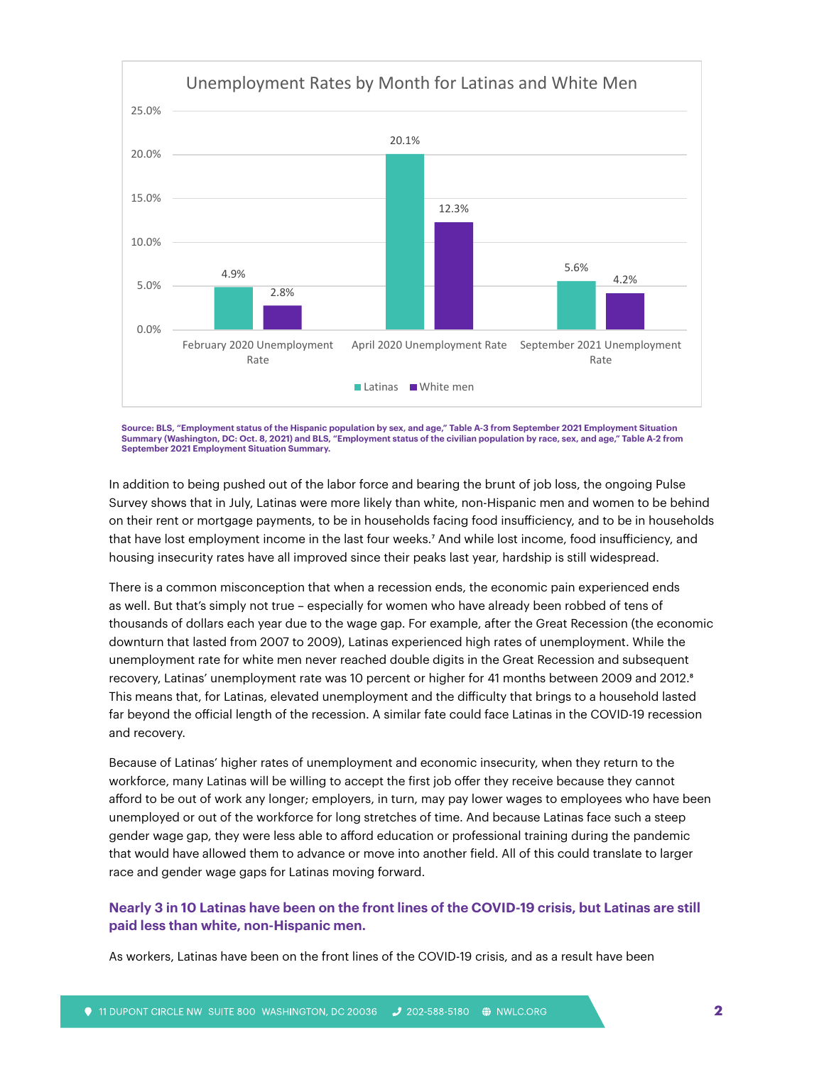**Unemployment Rates by Month for Latinas and White Men**

| | Latinas | White men |
|---|---|---|
| February 2020 Unemployment Rate | 4.9% | 2.8% |
| April 2020 Unemployment Rate | 20.1% | 12.3% |
| September 2021 Unemployment Rate | 5.6% | 4.2% |

**Source: BLS, "Employment status of the Hispanic population by sex, and age," Table A-3 from September 2021 Employment Situation Summary (Washington, DC: Oct. 8, 2021) and BLS, "Employment status of the civilian population by race, sex, and age," Table A-2 from September 2021 Employment Situation Summary.**

In addition to being pushed out of the labor force and bearing the brunt of job loss, the ongoing Pulse Survey shows that in July, Latinas were more likely than white, non-Hispanic men and women to be behind on their rent or mortgage payments, to be in households facing food insufficiency, and to be in households that have lost employment income in the last four weeks.[7] And while lost income, food insufficiency, and housing insecurity rates have all improved since their peaks last year, hardship is still widespread.

There is a common misconception that when a recession ends, the economic pain experienced ends as well. But that's simply not true – especially for women who have already been robbed of tens of thousands of dollars each year due to the wage gap. For example, after the Great Recession (the economic downturn that lasted from 2007 to 2009), Latinas experienced high rates of unemployment. While the unemployment rate for white men never reached double digits in the Great Recession and subsequent recovery, Latinas' unemployment rate was 10 percent or higher for 41 months between 2009 and 2012.[8] This means that, for Latinas, elevated unemployment and the difficulty that brings to a household lasted far beyond the official length of the recession. A similar fate could face Latinas in the COVID-19 recession and recovery.

Because of Latinas' higher rates of unemployment and economic insecurity, when they return to the workforce, many Latinas will be willing to accept the first job offer they receive because they cannot afford to be out of work any longer; employers, in turn, may pay lower wages to employees who have been unemployed or out of the workforce for long stretches of time. And because Latinas face such a steep gender wage gap, they were less able to afford education or professional training during the pandemic that would have allowed them to advance or move into another field. All of this could translate to larger race and gender wage gaps for Latinas moving forward.

## Nearly 3 in 10 Latinas have been on the front lines of the COVID-19 crisis, but Latinas are still paid less than white, non-Hispanic men.

As workers, Latinas have been on the front lines of the COVID-19 crisis, and as a result have been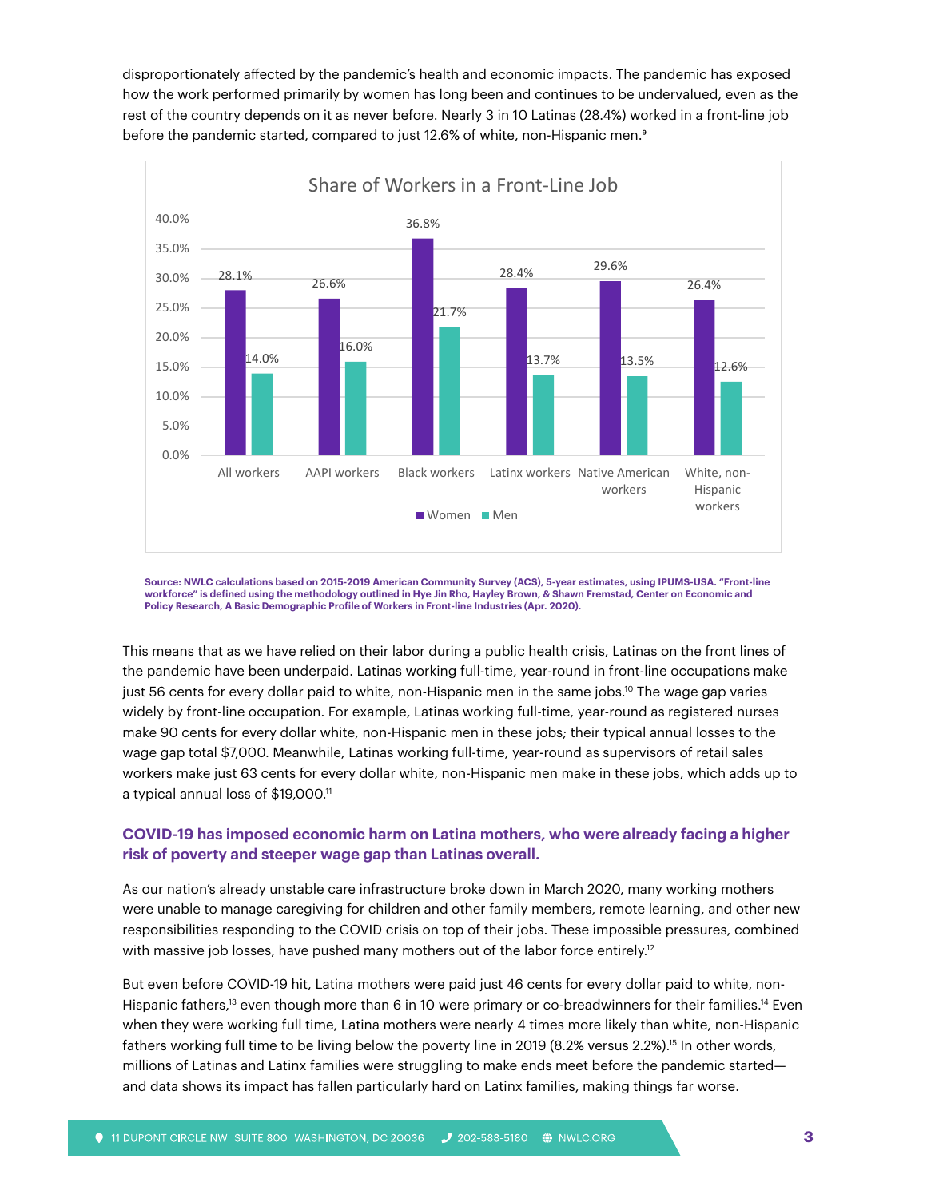disproportionately affected by the pandemic's health and economic impacts. The pandemic has exposed how the work performed primarily by women has long been and continues to be undervalued, even as the rest of the country depends on it as never before. Nearly 3 in 10 Latinas (28.4%) worked in a front-line job before the pandemic started, compared to just 12.6% of white, non-Hispanic men.[9]

**Share of Workers in a Front-Line Job**

| | Women | Men |
|---|---|---|
| All workers | 28.1% | 14.0% |
| AAPI workers | 26.6% | 16.0% |
| Black workers | 36.8% | 21.7% |
| Latinx workers | 28.4% | 13.7% |
| Native American workers | 29.6% | 13.5% |
| White, non-Hispanic workers | 26.4% | 12.6% |

**Source: NWLC calculations based on 2015-2019 American Community Survey (ACS), 5-year estimates, using IPUMS-USA. "Front-line workforce" is defined using the methodology outlined in Hye Jin Rho, Hayley Brown, & Shawn Fremstad, Center on Economic and Policy Research, A Basic Demographic Profile of Workers in Front-line Industries (Apr. 2020).**

This means that as we have relied on their labor during a public health crisis, Latinas on the front lines of the pandemic have been underpaid. Latinas working full-time, year-round in front-line occupations make just 56 cents for every dollar paid to white, non-Hispanic men in the same jobs.[10] The wage gap varies widely by front-line occupation. For example, Latinas working full-time, year-round as registered nurses make 90 cents for every dollar white, non-Hispanic men in these jobs; their typical annual losses to the wage gap total $7,000. Meanwhile, Latinas working full-time, year-round as supervisors of retail sales workers make just 63 cents for every dollar white, non-Hispanic men make in these jobs, which adds up to a typical annual loss of $19,000.[11]

## COVID-19 has imposed economic harm on Latina mothers, who were already facing a higher risk of poverty and steeper wage gap than Latinas overall.

As our nation's already unstable care infrastructure broke down in March 2020, many working mothers were unable to manage caregiving for children and other family members, remote learning, and other new responsibilities responding to the COVID crisis on top of their jobs. These impossible pressures, combined with massive job losses, have pushed many mothers out of the labor force entirely.[12]

But even before COVID-19 hit, Latina mothers were paid just 46 cents for every dollar paid to white, non-Hispanic fathers,[13] even though more than 6 in 10 were primary or co-breadwinners for their families.[14] Even when they were working full time, Latina mothers were nearly 4 times more likely than white, non-Hispanic fathers working full time to be living below the poverty line in 2019 (8.2% versus 2.2%).[15] In other words, millions of Latinas and Latinx families were struggling to make ends meet before the pandemic started—and data shows its impact has fallen particularly hard on Latinx families, making things far worse.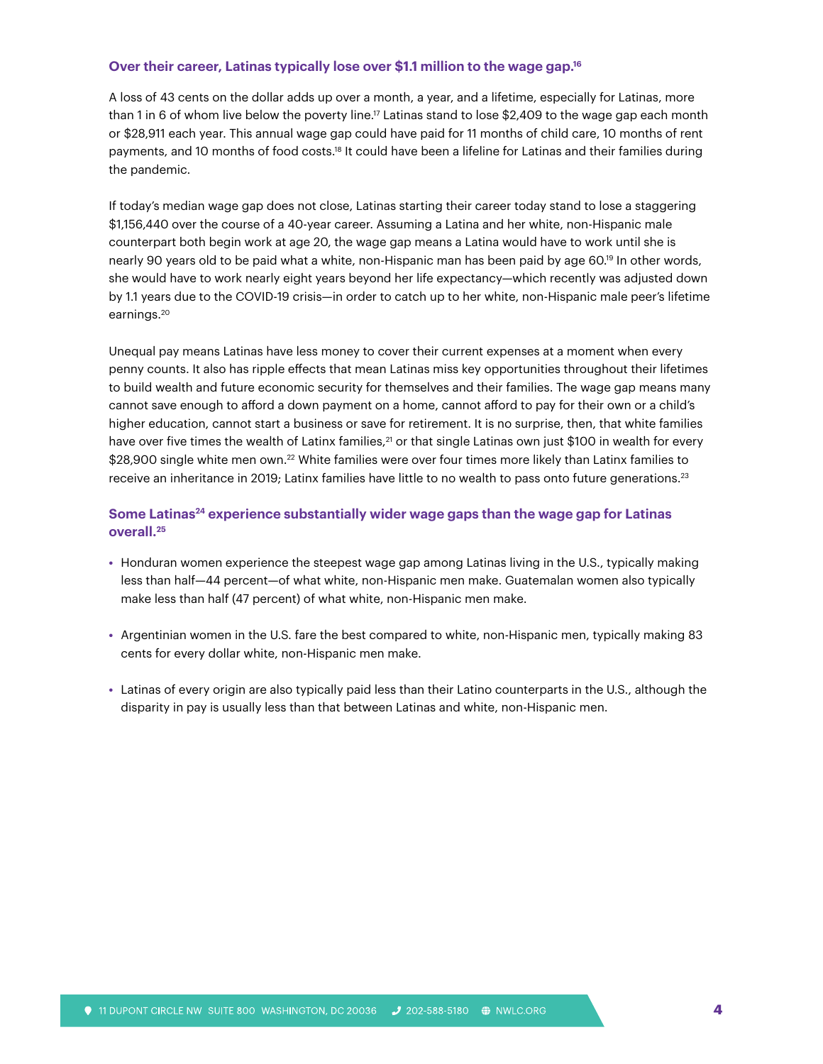### Over their career, Latinas typically lose over $1.1 million to the wage gap.[16]

A loss of 43 cents on the dollar adds up over a month, a year, and a lifetime, especially for Latinas, more than 1 in 6 of whom live below the poverty line.[17] Latinas stand to lose $2,409 to the wage gap each month or $28,911 each year. This annual wage gap could have paid for 11 months of child care, 10 months of rent payments, and 10 months of food costs.[18] It could have been a lifeline for Latinas and their families during the pandemic.

If today's median wage gap does not close, Latinas starting their career today stand to lose a staggering $1,156,440 over the course of a 40-year career. Assuming a Latina and her white, non-Hispanic male counterpart both begin work at age 20, the wage gap means a Latina would have to work until she is nearly 90 years old to be paid what a white, non-Hispanic man has been paid by age 60.[19] In other words, she would have to work nearly eight years beyond her life expectancy—which recently was adjusted down by 1.1 years due to the COVID-19 crisis—in order to catch up to her white, non-Hispanic male peer's lifetime earnings.[20]

Unequal pay means Latinas have less money to cover their current expenses at a moment when every penny counts. It also has ripple effects that mean Latinas miss key opportunities throughout their lifetimes to build wealth and future economic security for themselves and their families. The wage gap means many cannot save enough to afford a down payment on a home, cannot afford to pay for their own or a child's higher education, cannot start a business or save for retirement. It is no surprise, then, that white families have over five times the wealth of Latinx families,[21] or that single Latinas own just $100 in wealth for every $28,900 single white men own.[22] White families were over four times more likely than Latinx families to receive an inheritance in 2019; Latinx families have little to no wealth to pass onto future generations.[23]

### Some Latinas[24] experience substantially wider wage gaps than the wage gap for Latinas overall.[25]

- Honduran women experience the steepest wage gap among Latinas living in the U.S., typically making less than half—44 percent—of what white, non-Hispanic men make. Guatemalan women also typically make less than half (47 percent) of what white, non-Hispanic men make.
- Argentinian women in the U.S. fare the best compared to white, non-Hispanic men, typically making 83 cents for every dollar white, non-Hispanic men make.
- Latinas of every origin are also typically paid less than their Latino counterparts in the U.S., although the disparity in pay is usually less than that between Latinas and white, non-Hispanic men.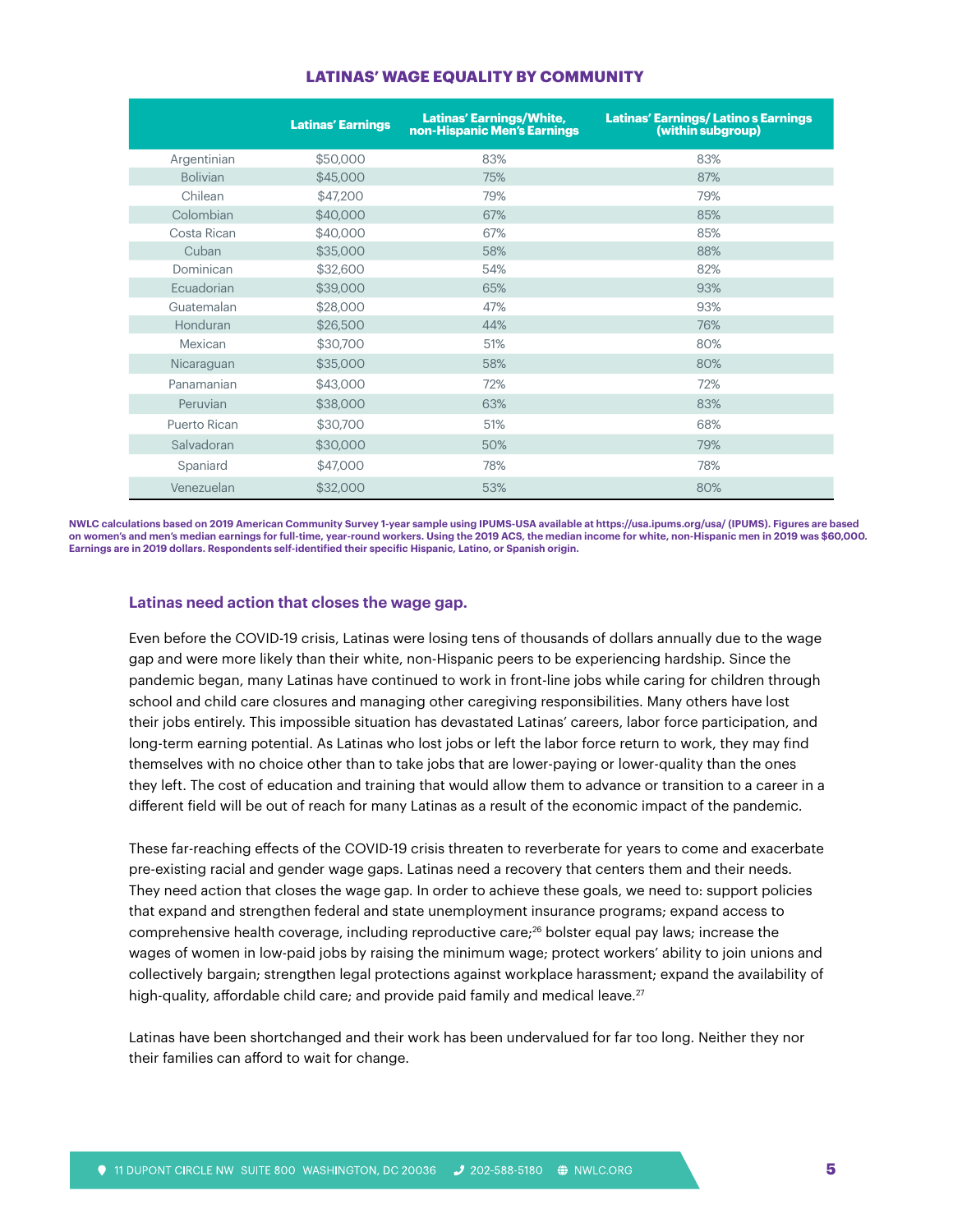**LATINAS' WAGE EQUALITY BY COMMUNITY**

| | Latinas' Earnings | Latinas' Earnings/White, non-Hispanic Men's Earnings | Latinas' Earnings/ Latino s Earnings (within subgroup) |
|---|---|---|---|
| Argentinian | $50,000 | 83% | 83% |
| Bolivian | $45,000 | 75% | 87% |
| Chilean | $47,200 | 79% | 79% |
| Colombian | $40,000 | 67% | 85% |
| Costa Rican | $40,000 | 67% | 85% |
| Cuban | $35,000 | 58% | 88% |
| Dominican | $32,600 | 54% | 82% |
| Ecuadorian | $39,000 | 65% | 93% |
| Guatemalan | $28,000 | 47% | 93% |
| Honduran | $26,500 | 44% | 76% |
| Mexican | $30,700 | 51% | 80% |
| Nicaraguan | $35,000 | 58% | 80% |
| Panamanian | $43,000 | 72% | 72% |
| Peruvian | $38,000 | 63% | 83% |
| Puerto Rican | $30,700 | 51% | 68% |
| Salvadoran | $30,000 | 50% | 79% |
| Spaniard | $47,000 | 78% | 78% |
| Venezuelan | $32,000 | 53% | 80% |

**NWLC calculations based on 2019 American Community Survey 1-year sample using IPUMS-USA available at https://usa.ipums.org/usa/ (IPUMS). Figures are based on women's and men's median earnings for full-time, year-round workers. Using the 2019 ACS, the median income for white, non-Hispanic men in 2019 was $60,000. Earnings are in 2019 dollars. Respondents self-identified their specific Hispanic, Latino, or Spanish origin.**

### Latinas need action that closes the wage gap.

Even before the COVID-19 crisis, Latinas were losing tens of thousands of dollars annually due to the wage gap and were more likely than their white, non-Hispanic peers to be experiencing hardship. Since the pandemic began, many Latinas have continued to work in front-line jobs while caring for children through school and child care closures and managing other caregiving responsibilities. Many others have lost their jobs entirely. This impossible situation has devastated Latinas' careers, labor force participation, and long-term earning potential. As Latinas who lost jobs or left the labor force return to work, they may find themselves with no choice other than to take jobs that are lower-paying or lower-quality than the ones they left. The cost of education and training that would allow them to advance or transition to a career in a different field will be out of reach for many Latinas as a result of the economic impact of the pandemic.

These far-reaching effects of the COVID-19 crisis threaten to reverberate for years to come and exacerbate pre-existing racial and gender wage gaps. Latinas need a recovery that centers them and their needs. They need action that closes the wage gap. In order to achieve these goals, we need to: support policies that expand and strengthen federal and state unemployment insurance programs; expand access to comprehensive health coverage, including reproductive care;[26] bolster equal pay laws; increase the wages of women in low-paid jobs by raising the minimum wage; protect workers' ability to join unions and collectively bargain; strengthen legal protections against workplace harassment; expand the availability of high-quality, affordable child care; and provide paid family and medical leave.[27]

Latinas have been shortchanged and their work has been undervalued for far too long. Neither they nor their families can afford to wait for change.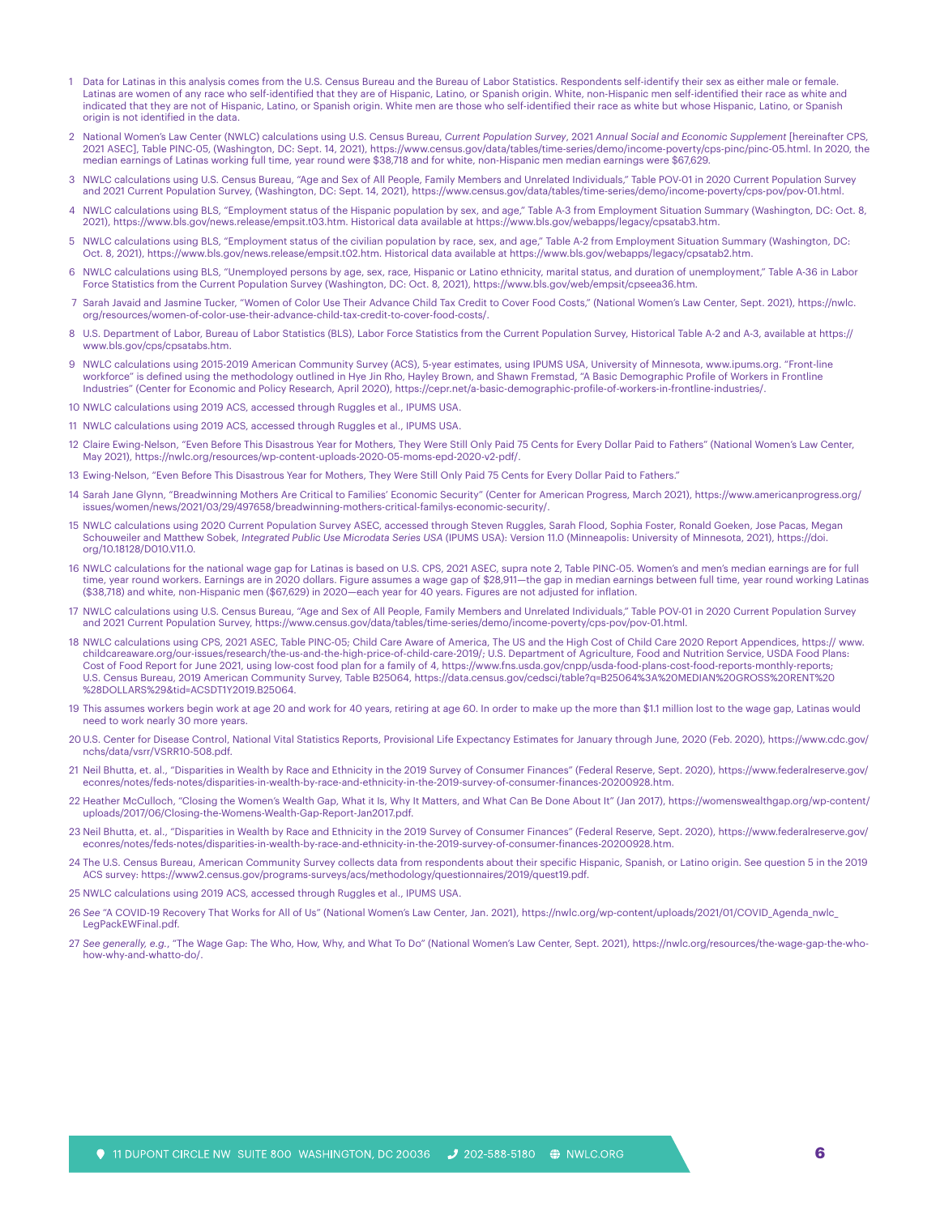1 Data for Latinas in this analysis comes from the U.S. Census Bureau and the Bureau of Labor Statistics. Respondents self-identify their sex as either male or female. Latinas are women of any race who self-identified that they are of Hispanic, Latino, or Spanish origin. White, non-Hispanic men self-identified their race as white and indicated that they are not of Hispanic, Latino, or Spanish origin. White men are those who self-identified their race as white but whose Hispanic, Latino, or Spanish origin is not identified in the data.

2 National Women's Law Center (NWLC) calculations using U.S. Census Bureau, *Current Population Survey*, 2021 *Annual Social and Economic Supplement* [hereinafter CPS, 2021 ASEC], Table PINC-05, (Washington, DC: Sept. 14, 2021), https://www.census.gov/data/tables/time-series/demo/income-poverty/cps-pinc/pinc-05.html. In 2020, the median earnings of Latinas working full time, year round were $38,718 and for white, non-Hispanic men median earnings were $67,629.

3 NWLC calculations using U.S. Census Bureau, "Age and Sex of All People, Family Members and Unrelated Individuals," Table POV-01 in 2020 Current Population Survey and 2021 Current Population Survey, (Washington, DC: Sept. 14, 2021), https://www.census.gov/data/tables/time-series/demo/income-poverty/cps-pov/pov-01.html.

4 NWLC calculations using BLS, "Employment status of the Hispanic population by sex, and age," Table A-3 from Employment Situation Summary (Washington, DC: Oct. 8, 2021), https://www.bls.gov/news.release/empsit.t03.htm. Historical data available at https://www.bls.gov/webapps/legacy/cpsatab3.htm.

5 NWLC calculations using BLS, "Employment status of the civilian population by race, sex, and age," Table A-2 from Employment Situation Summary (Washington, DC: Oct. 8, 2021), https://www.bls.gov/news.release/empsit.t02.htm. Historical data available at https://www.bls.gov/webapps/legacy/cpsatab2.htm.

6 NWLC calculations using BLS, "Unemployed persons by age, sex, race, Hispanic or Latino ethnicity, marital status, and duration of unemployment," Table A-36 in Labor Force Statistics from the Current Population Survey (Washington, DC: Oct. 8, 2021), https://www.bls.gov/web/empsit/cpseea36.htm.

7 Sarah Javaid and Jasmine Tucker, "Women of Color Use Their Advance Child Tax Credit to Cover Food Costs," (National Women's Law Center, Sept. 2021), https://nwlc.org/resources/women-of-color-use-their-advance-child-tax-credit-to-cover-food-costs/.

8 U.S. Department of Labor, Bureau of Labor Statistics (BLS), Labor Force Statistics from the Current Population Survey, Historical Table A-2 and A-3, available at https://www.bls.gov/cps/cpsatabs.htm.

9 NWLC calculations using 2015-2019 American Community Survey (ACS), 5-year estimates, using IPUMS USA, University of Minnesota, www.ipums.org. "Front-line workforce" is defined using the methodology outlined in Hye Jin Rho, Hayley Brown, and Shawn Fremstad, "A Basic Demographic Profile of Workers in Frontline Industries" (Center for Economic and Policy Research, April 2020), https://cepr.net/a-basic-demographic-profile-of-workers-in-frontline-industries/.

10 NWLC calculations using 2019 ACS, accessed through Ruggles et al., IPUMS USA.

11 NWLC calculations using 2019 ACS, accessed through Ruggles et al., IPUMS USA.

12 Claire Ewing-Nelson, "Even Before This Disastrous Year for Mothers, They Were Still Only Paid 75 Cents for Every Dollar Paid to Fathers" (National Women's Law Center, May 2021), https://nwlc.org/resources/wp-content-uploads-2020-05-moms-epd-2020-v2-pdf/.

13 Ewing-Nelson, "Even Before This Disastrous Year for Mothers, They Were Still Only Paid 75 Cents for Every Dollar Paid to Fathers."

14 Sarah Jane Glynn, "Breadwinning Mothers Are Critical to Families' Economic Security" (Center for American Progress, March 2021), https://www.americanprogress.org/issues/women/news/2021/03/29/497658/breadwinning-mothers-critical-familys-economic-security/.

15 NWLC calculations using 2020 Current Population Survey ASEC, accessed through Steven Ruggles, Sarah Flood, Sophia Foster, Ronald Goeken, Jose Pacas, Megan Schouweiler and Matthew Sobek, *Integrated Public Use Microdata Series USA* (IPUMS USA): Version 11.0 (Minneapolis: University of Minnesota, 2021), https://doi.org/10.18128/D010.V11.0.

16 NWLC calculations for the national wage gap for Latinas is based on U.S. CPS, 2021 ASEC, supra note 2, Table PINC-05. Women's and men's median earnings are for full time, year round workers. Earnings are in 2020 dollars. Figure assumes a wage gap of $28,911—the gap in median earnings between full time, year round working Latinas ($38,718) and white, non-Hispanic men ($67,629) in 2020—each year for 40 years. Figures are not adjusted for inflation.

17 NWLC calculations using U.S. Census Bureau, "Age and Sex of All People, Family Members and Unrelated Individuals," Table POV-01 in 2020 Current Population Survey and 2021 Current Population Survey, https://www.census.gov/data/tables/time-series/demo/income-poverty/cps-pov/pov-01.html.

18 NWLC calculations using CPS, 2021 ASEC, Table PINC-05; Child Care Aware of America, The US and the High Cost of Child Care 2020 Report Appendices, https:// www.childcareaware.org/our-issues/research/the-us-and-the-high-price-of-child-care-2019/; U.S. Department of Agriculture, Food and Nutrition Service, USDA Food Plans: Cost of Food Report for June 2021, using low-cost food plan for a family of 4, https://www.fns.usda.gov/cnpp/usda-food-plans-cost-food-reports-monthly-reports; U.S. Census Bureau, 2019 American Community Survey, Table B25064, https://data.census.gov/cedsci/table?q=B25064%3A%20MEDIAN%20GROSS%20RENT%20%28DOLLARS%29&tid=ACSDT1Y2019.B25064.

19 This assumes workers begin work at age 20 and work for 40 years, retiring at age 60. In order to make up the more than $1.1 million lost to the wage gap, Latinas would need to work nearly 30 more years.

20 U.S. Center for Disease Control, National Vital Statistics Reports, Provisional Life Expectancy Estimates for January through June, 2020 (Feb. 2020), https://www.cdc.gov/nchs/data/vsrr/VSRR10-508.pdf.

21 Neil Bhutta, et. al., "Disparities in Wealth by Race and Ethnicity in the 2019 Survey of Consumer Finances" (Federal Reserve, Sept. 2020), https://www.federalreserve.gov/econres/notes/feds-notes/disparities-in-wealth-by-race-and-ethnicity-in-the-2019-survey-of-consumer-finances-20200928.htm.

22 Heather McCulloch, "Closing the Women's Wealth Gap, What it Is, Why It Matters, and What Can Be Done About It" (Jan 2017), https://womenswealthgap.org/wp-content/uploads/2017/06/Closing-the-Womens-Wealth-Gap-Report-Jan2017.pdf.

23 Neil Bhutta, et. al., "Disparities in Wealth by Race and Ethnicity in the 2019 Survey of Consumer Finances" (Federal Reserve, Sept. 2020), https://www.federalreserve.gov/econres/notes/feds-notes/disparities-in-wealth-by-race-and-ethnicity-in-the-2019-survey-of-consumer-finances-20200928.htm.

24 The U.S. Census Bureau, American Community Survey collects data from respondents about their specific Hispanic, Spanish, or Latino origin. See question 5 in the 2019 ACS survey: https://www2.census.gov/programs-surveys/acs/methodology/questionnaires/2019/quest19.pdf.

25 NWLC calculations using 2019 ACS, accessed through Ruggles et al., IPUMS USA.

26 *See* "A COVID-19 Recovery That Works for All of Us" (National Women's Law Center, Jan. 2021), https://nwlc.org/wp-content/uploads/2021/01/COVID_Agenda_nwlc_LegPackEWFinal.pdf.

27 *See generally, e.g.*, "The Wage Gap: The Who, How, Why, and What To Do" (National Women's Law Center, Sept. 2021), https://nwlc.org/resources/the-wage-gap-the-who-how-why-and-whatto-do/.

11 DUPONT CIRCLE NW SUITE 800 WASHINGTON, DC 20036 202-588-5180 NWLC.ORG